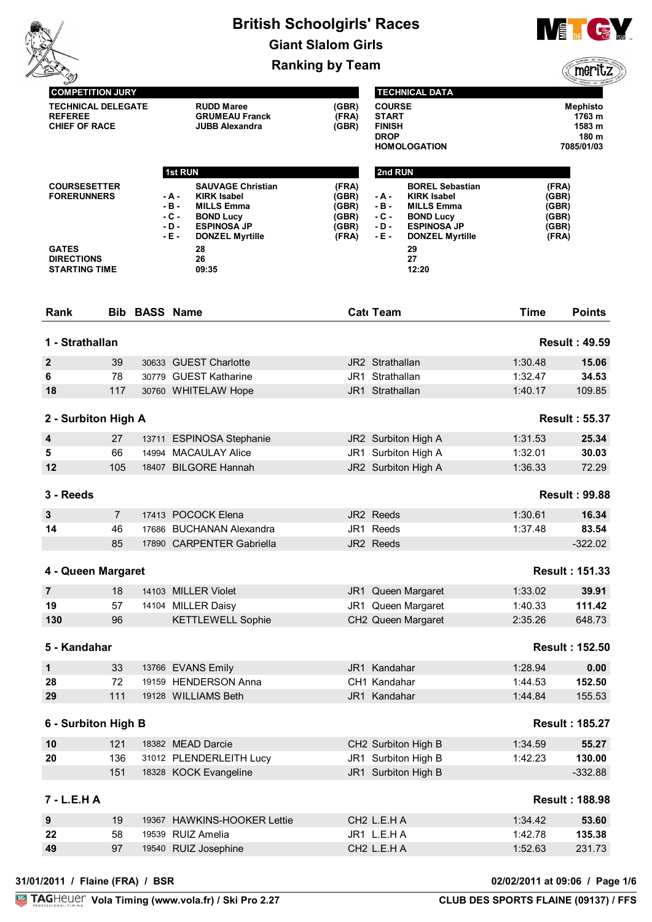# British Schoolgirls' Races

## Giant Slalom Girls

## Ranking by Team

| COMPETITION JURY | | |
|---|---|---|
| TECHNICAL DELEGATE | RUDD Maree | (GBR) |
| REFEREE | GRUMEAU Franck | (FRA) |
| CHIEF OF RACE | JUBB Alexandra | (GBR) |

| TECHNICAL DATA | |
|---|---|
| COURSE | Mephisto |
| START | 1763 m |
| FINISH | 1583 m |
| DROP | 180 m |
| HOMOLOGATION | 7085/01/03 |

| | 1st RUN | | | 2nd RUN | | |
|---|---|---|---|---|---|---|
| COURSESETTER | | SAUVAGE Christian | (FRA) | | BOREL Sebastian | (FRA) |
| FORERUNNERS | - A - | KIRK Isabel | (GBR) | - A - | KIRK Isabel | (GBR) |
| | - B - | MILLS Emma | (GBR) | - B - | MILLS Emma | (GBR) |
| | - C - | BOND Lucy | (GBR) | - C - | BOND Lucy | (GBR) |
| | - D - | ESPINOSA JP | (GBR) | - D - | ESPINOSA JP | (GBR) |
| | - E - | DONZEL Myrtille | (FRA) | - E - | DONZEL Myrtille | (FRA) |
| GATES | | 28 | | | 29 | |
| DIRECTIONS | | 26 | | | 27 | |
| STARTING TIME | | 09:35 | | | 12:20 | |

| Rank | Bib | BASS | Name | Cat | Team | Time | Points |
|---|---|---|---|---|---|---|---|
| **1 - Strathallan** | | | | | | | **Result : 49.59** |
| 2 | 39 | 30633 | GUEST Charlotte | JR2 | Strathallan | 1:30.48 | **15.06** |
| 6 | 78 | 30779 | GUEST Katharine | JR1 | Strathallan | 1:32.47 | **34.53** |
| 18 | 117 | 30760 | WHITELAW Hope | JR1 | Strathallan | 1:40.17 | 109.85 |
| **2 - Surbiton High A** | | | | | | | **Result : 55.37** |
| 4 | 27 | 13711 | ESPINOSA Stephanie | JR2 | Surbiton High A | 1:31.53 | **25.34** |
| 5 | 66 | 14994 | MACAULAY Alice | JR1 | Surbiton High A | 1:32.01 | **30.03** |
| 12 | 105 | 18407 | BILGORE Hannah | JR2 | Surbiton High A | 1:36.33 | 72.29 |
| **3 - Reeds** | | | | | | | **Result : 99.88** |
| 3 | 7 | 17413 | POCOCK Elena | JR2 | Reeds | 1:30.61 | **16.34** |
| 14 | 46 | 17686 | BUCHANAN Alexandra | JR1 | Reeds | 1:37.48 | **83.54** |
| | 85 | 17890 | CARPENTER Gabriella | JR2 | Reeds | | -322.02 |
| **4 - Queen Margaret** | | | | | | | **Result : 151.33** |
| 7 | 18 | 14103 | MILLER Violet | JR1 | Queen Margaret | 1:33.02 | **39.91** |
| 19 | 57 | 14104 | MILLER Daisy | JR1 | Queen Margaret | 1:40.33 | **111.42** |
| 130 | 96 | | KETTLEWELL Sophie | CH2 | Queen Margaret | 2:35.26 | 648.73 |
| **5 - Kandahar** | | | | | | | **Result : 152.50** |
| 1 | 33 | 13766 | EVANS Emily | JR1 | Kandahar | 1:28.94 | **0.00** |
| 28 | 72 | 19159 | HENDERSON Anna | CH1 | Kandahar | 1:44.53 | **152.50** |
| 29 | 111 | 19128 | WILLIAMS Beth | JR1 | Kandahar | 1:44.84 | 155.53 |
| **6 - Surbiton High B** | | | | | | | **Result : 185.27** |
| 10 | 121 | 18382 | MEAD Darcie | CH2 | Surbiton High B | 1:34.59 | **55.27** |
| 20 | 136 | 31012 | PLENDERLEITH Lucy | JR1 | Surbiton High B | 1:42.23 | **130.00** |
| | 151 | 18328 | KOCK Evangeline | JR1 | Surbiton High B | | -332.88 |
| **7 - L.E.H A** | | | | | | | **Result : 188.98** |
| 9 | 19 | 19367 | HAWKINS-HOOKER Lettie | CH2 | L.E.H A | 1:34.42 | **53.60** |
| 22 | 58 | 19539 | RUIZ Amelia | JR1 | L.E.H A | 1:42.78 | **135.38** |
| 49 | 97 | 19540 | RUIZ Josephine | CH2 | L.E.H A | 1:52.63 | 231.73 |

31/01/2011 / Flaine (FRA) / BSR — 02/02/2011 at 09:06

Vola Timing (www.vola.fr) / Ski Pro 2.27 — CLUB DES SPORTS FLAINE (09137) / FFS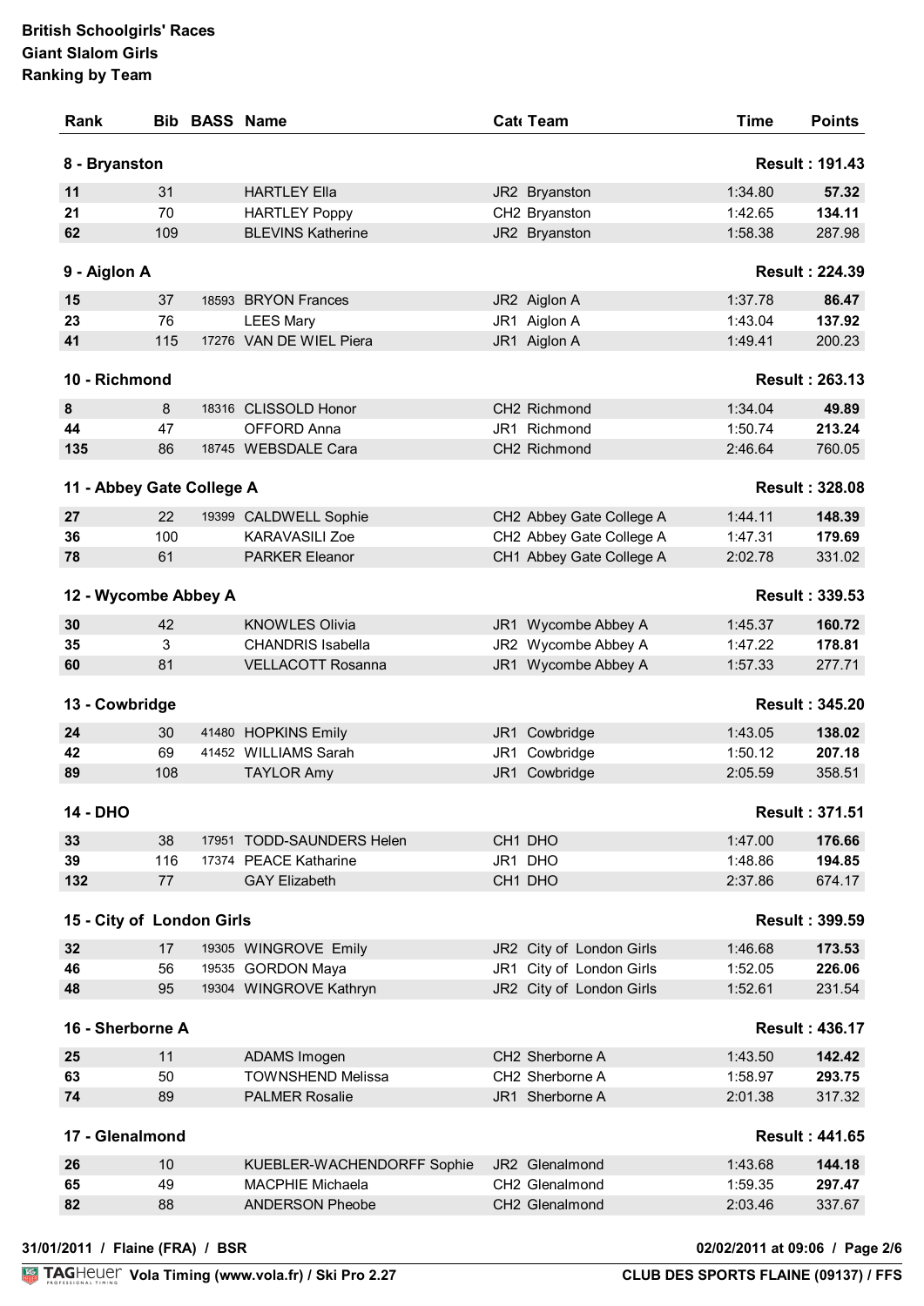**British Schoolgirls' Races**
**Giant Slalom Girls**
**Ranking by Team**

| Rank | Bib | BASS | Name | Cat | Team | Time | Points |
|---|---|---|---|---|---|---|---|
| **8 - Bryanston** | | | | | | | **Result : 191.43** |
| 11 | 31 | | HARTLEY Ella | JR2 | Bryanston | 1:34.80 | **57.32** |
| 21 | 70 | | HARTLEY Poppy | CH2 | Bryanston | 1:42.65 | **134.11** |
| 62 | 109 | | BLEVINS Katherine | JR2 | Bryanston | 1:58.38 | 287.98 |
| **9 - Aiglon A** | | | | | | | **Result : 224.39** |
| 15 | 37 | 18593 | BRYON Frances | JR2 | Aiglon A | 1:37.78 | **86.47** |
| 23 | 76 | | LEES Mary | JR1 | Aiglon A | 1:43.04 | **137.92** |
| 41 | 115 | 17276 | VAN DE WIEL Piera | JR1 | Aiglon A | 1:49.41 | 200.23 |
| **10 - Richmond** | | | | | | | **Result : 263.13** |
| 8 | 8 | 18316 | CLISSOLD Honor | CH2 | Richmond | 1:34.04 | **49.89** |
| 44 | 47 | | OFFORD Anna | JR1 | Richmond | 1:50.74 | **213.24** |
| 135 | 86 | 18745 | WEBSDALE Cara | CH2 | Richmond | 2:46.64 | 760.05 |
| **11 - Abbey Gate College A** | | | | | | | **Result : 328.08** |
| 27 | 22 | 19399 | CALDWELL Sophie | CH2 | Abbey Gate College A | 1:44.11 | **148.39** |
| 36 | 100 | | KARAVASILI Zoe | CH2 | Abbey Gate College A | 1:47.31 | **179.69** |
| 78 | 61 | | PARKER Eleanor | CH1 | Abbey Gate College A | 2:02.78 | 331.02 |
| **12 - Wycombe Abbey A** | | | | | | | **Result : 339.53** |
| 30 | 42 | | KNOWLES Olivia | JR1 | Wycombe Abbey A | 1:45.37 | **160.72** |
| 35 | 3 | | CHANDRIS Isabella | JR2 | Wycombe Abbey A | 1:47.22 | **178.81** |
| 60 | 81 | | VELLACOTT Rosanna | JR1 | Wycombe Abbey A | 1:57.33 | 277.71 |
| **13 - Cowbridge** | | | | | | | **Result : 345.20** |
| 24 | 30 | 41480 | HOPKINS Emily | JR1 | Cowbridge | 1:43.05 | **138.02** |
| 42 | 69 | 41452 | WILLIAMS Sarah | JR1 | Cowbridge | 1:50.12 | **207.18** |
| 89 | 108 | | TAYLOR Amy | JR1 | Cowbridge | 2:05.59 | 358.51 |
| **14 - DHO** | | | | | | | **Result : 371.51** |
| 33 | 38 | 17951 | TODD-SAUNDERS Helen | CH1 | DHO | 1:47.00 | **176.66** |
| 39 | 116 | 17374 | PEACE Katharine | JR1 | DHO | 1:48.86 | **194.85** |
| 132 | 77 | | GAY Elizabeth | CH1 | DHO | 2:37.86 | 674.17 |
| **15 - City of London Girls** | | | | | | | **Result : 399.59** |
| 32 | 17 | 19305 | WINGROVE Emily | JR2 | City of London Girls | 1:46.68 | **173.53** |
| 46 | 56 | 19535 | GORDON Maya | JR1 | City of London Girls | 1:52.05 | **226.06** |
| 48 | 95 | 19304 | WINGROVE Kathryn | JR2 | City of London Girls | 1:52.61 | 231.54 |
| **16 - Sherborne A** | | | | | | | **Result : 436.17** |
| 25 | 11 | | ADAMS Imogen | CH2 | Sherborne A | 1:43.50 | **142.42** |
| 63 | 50 | | TOWNSHEND Melissa | CH2 | Sherborne A | 1:58.97 | **293.75** |
| 74 | 89 | | PALMER Rosalie | JR1 | Sherborne A | 2:01.38 | 317.32 |
| **17 - Glenalmond** | | | | | | | **Result : 441.65** |
| 26 | 10 | | KUEBLER-WACHENDORFF Sophie | JR2 | Glenalmond | 1:43.68 | **144.18** |
| 65 | 49 | | MACPHIE Michaela | CH2 | Glenalmond | 1:59.35 | **297.47** |
| 82 | 88 | | ANDERSON Pheobe | CH2 | Glenalmond | 2:03.46 | 337.67 |

31/01/2011 / Flaine (FRA) / BSR — 02/02/2011 at 09:06

Vola Timing (www.vola.fr) / Ski Pro 2.27 — CLUB DES SPORTS FLAINE (09137) / FFS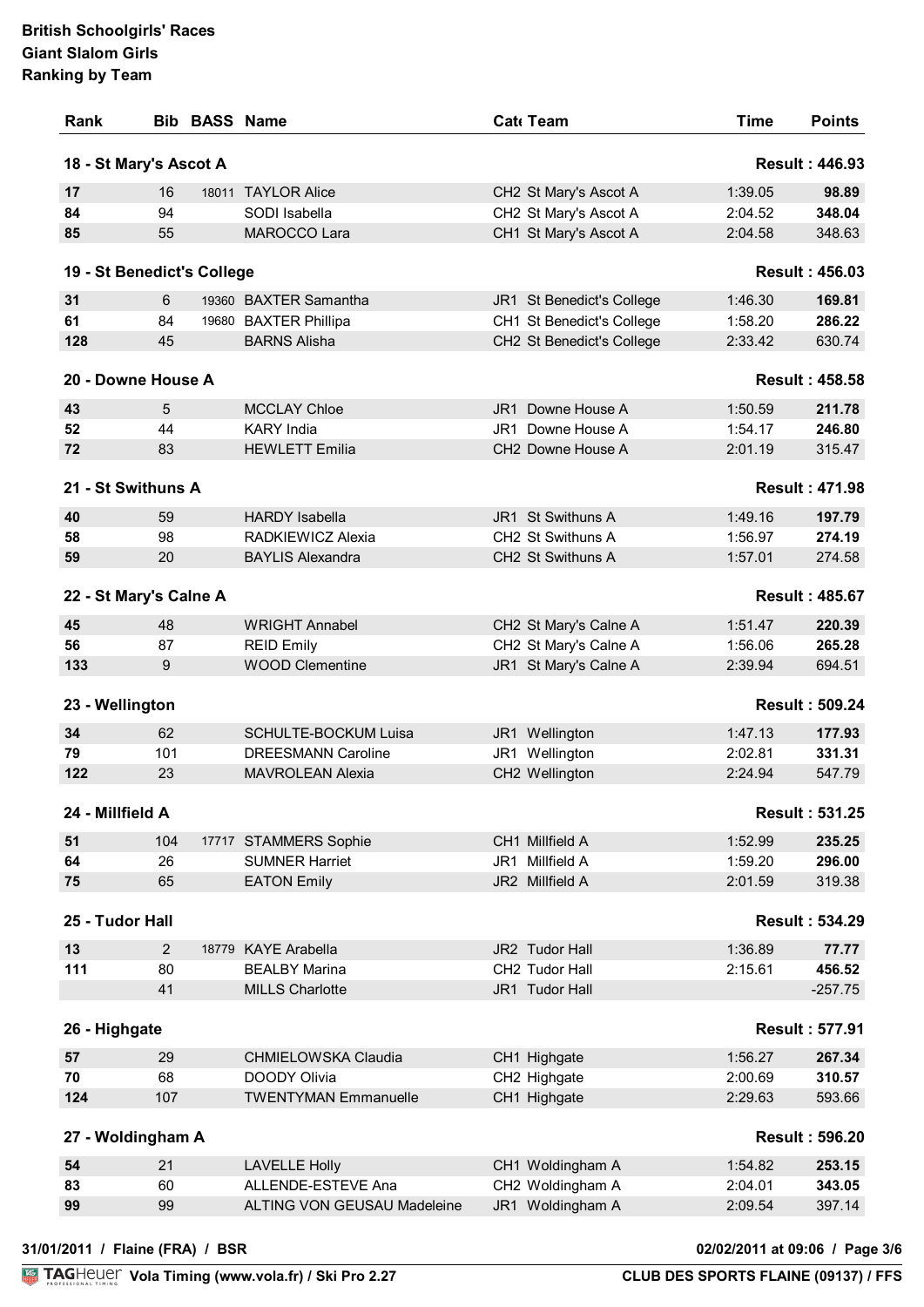**British Schoolgirls' Races**
**Giant Slalom Girls**
**Ranking by Team**

| Rank | Bib | BASS | Name | Cat | Team | Time | Points |
|---|---|---|---|---|---|---|---|
| **18 - St Mary's Ascot A** | | | | | | | **Result : 446.93** |
| 17 | 16 | 18011 | TAYLOR Alice | CH2 | St Mary's Ascot A | 1:39.05 | **98.89** |
| 84 | 94 | | SODI Isabella | CH2 | St Mary's Ascot A | 2:04.52 | **348.04** |
| 85 | 55 | | MAROCCO Lara | CH1 | St Mary's Ascot A | 2:04.58 | 348.63 |
| **19 - St Benedict's College** | | | | | | | **Result : 456.03** |
| 31 | 6 | 19360 | BAXTER Samantha | JR1 | St Benedict's College | 1:46.30 | **169.81** |
| 61 | 84 | 19680 | BAXTER Phillipa | CH1 | St Benedict's College | 1:58.20 | **286.22** |
| 128 | 45 | | BARNS Alisha | CH2 | St Benedict's College | 2:33.42 | 630.74 |
| **20 - Downe House A** | | | | | | | **Result : 458.58** |
| 43 | 5 | | MCCLAY Chloe | JR1 | Downe House A | 1:50.59 | **211.78** |
| 52 | 44 | | KARY India | JR1 | Downe House A | 1:54.17 | **246.80** |
| 72 | 83 | | HEWLETT Emilia | CH2 | Downe House A | 2:01.19 | 315.47 |
| **21 - St Swithuns A** | | | | | | | **Result : 471.98** |
| 40 | 59 | | HARDY Isabella | JR1 | St Swithuns A | 1:49.16 | **197.79** |
| 58 | 98 | | RADKIEWICZ Alexia | CH2 | St Swithuns A | 1:56.97 | **274.19** |
| 59 | 20 | | BAYLIS Alexandra | CH2 | St Swithuns A | 1:57.01 | 274.58 |
| **22 - St Mary's Calne A** | | | | | | | **Result : 485.67** |
| 45 | 48 | | WRIGHT Annabel | CH2 | St Mary's Calne A | 1:51.47 | **220.39** |
| 56 | 87 | | REID Emily | CH2 | St Mary's Calne A | 1:56.06 | **265.28** |
| 133 | 9 | | WOOD Clementine | JR1 | St Mary's Calne A | 2:39.94 | 694.51 |
| **23 - Wellington** | | | | | | | **Result : 509.24** |
| 34 | 62 | | SCHULTE-BOCKUM Luisa | JR1 | Wellington | 1:47.13 | **177.93** |
| 79 | 101 | | DREESMANN Caroline | JR1 | Wellington | 2:02.81 | **331.31** |
| 122 | 23 | | MAVROLEAN Alexia | CH2 | Wellington | 2:24.94 | 547.79 |
| **24 - Millfield A** | | | | | | | **Result : 531.25** |
| 51 | 104 | 17717 | STAMMERS Sophie | CH1 | Millfield A | 1:52.99 | **235.25** |
| 64 | 26 | | SUMNER Harriet | JR1 | Millfield A | 1:59.20 | **296.00** |
| 75 | 65 | | EATON Emily | JR2 | Millfield A | 2:01.59 | 319.38 |
| **25 - Tudor Hall** | | | | | | | **Result : 534.29** |
| 13 | 2 | 18779 | KAYE Arabella | JR2 | Tudor Hall | 1:36.89 | **77.77** |
| 111 | 80 | | BEALBY Marina | CH2 | Tudor Hall | 2:15.61 | **456.52** |
| | 41 | | MILLS Charlotte | JR1 | Tudor Hall | | -257.75 |
| **26 - Highgate** | | | | | | | **Result : 577.91** |
| 57 | 29 | | CHMIELOWSKA Claudia | CH1 | Highgate | 1:56.27 | **267.34** |
| 70 | 68 | | DOODY Olivia | CH2 | Highgate | 2:00.69 | **310.57** |
| 124 | 107 | | TWENTYMAN Emmanuelle | CH1 | Highgate | 2:29.63 | 593.66 |
| **27 - Woldingham A** | | | | | | | **Result : 596.20** |
| 54 | 21 | | LAVELLE Holly | CH1 | Woldingham A | 1:54.82 | **253.15** |
| 83 | 60 | | ALLENDE-ESTEVE Ana | CH2 | Woldingham A | 2:04.01 | **343.05** |
| 99 | 99 | | ALTING VON GEUSAU Madeleine | JR1 | Woldingham A | 2:09.54 | 397.14 |

31/01/2011 / Flaine (FRA) / BSR — 02/02/2011 at 09:06

TAGHeuer Vola Timing (www.vola.fr) / Ski Pro 2.27 — CLUB DES SPORTS FLAINE (09137) / FFS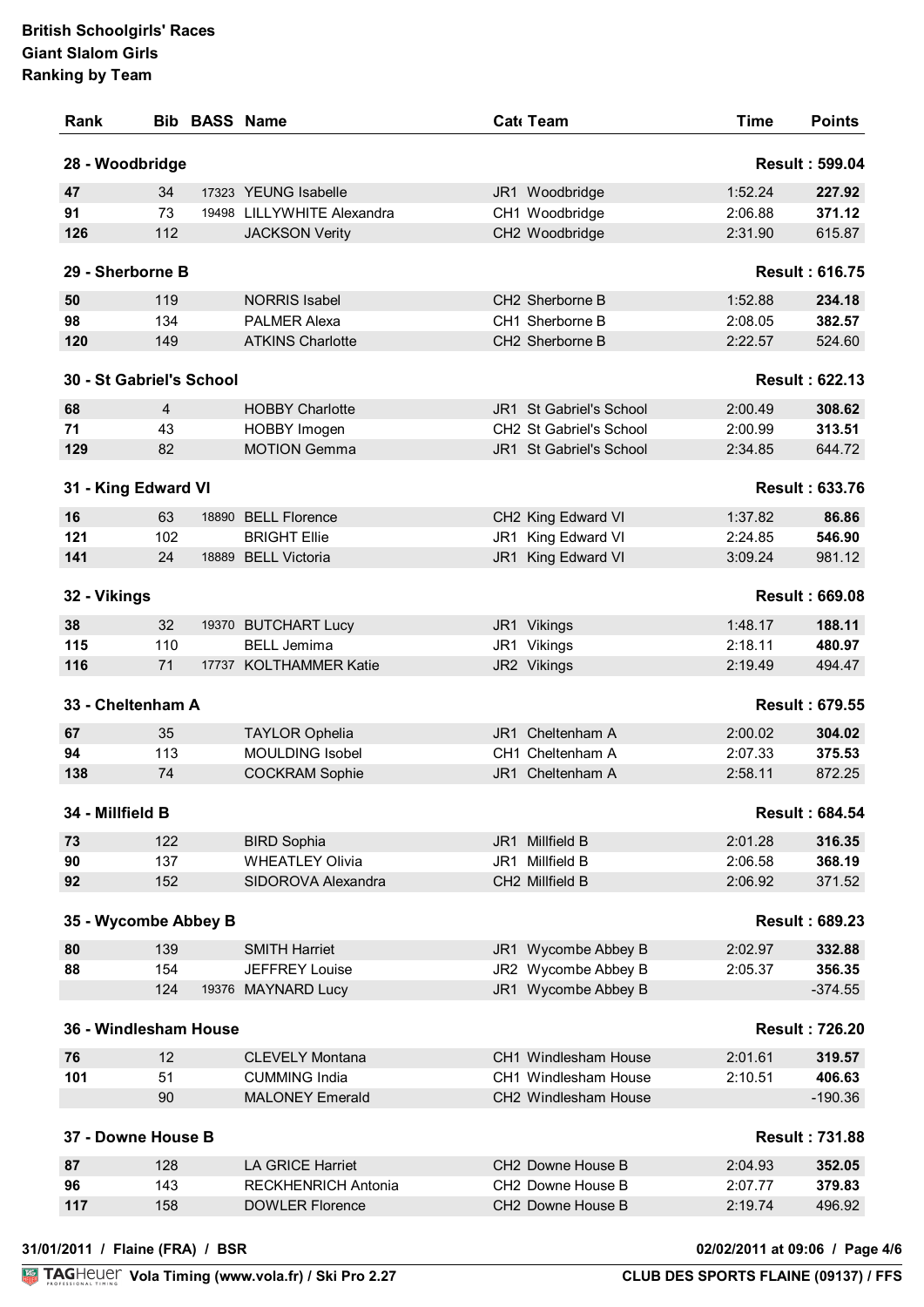**British Schoolgirls' Races**
**Giant Slalom Girls**
**Ranking by Team**

| Rank | Bib | BASS | Name | Cat | Team | Time | Points |
|---|---|---|---|---|---|---|---|
| **28 - Woodbridge** | | | | | | | **Result : 599.04** |
| 47 | 34 | 17323 | YEUNG Isabelle | JR1 | Woodbridge | 1:52.24 | **227.92** |
| 91 | 73 | 19498 | LILLYWHITE Alexandra | CH1 | Woodbridge | 2:06.88 | **371.12** |
| 126 | 112 | | JACKSON Verity | CH2 | Woodbridge | 2:31.90 | 615.87 |
| **29 - Sherborne B** | | | | | | | **Result : 616.75** |
| 50 | 119 | | NORRIS Isabel | CH2 | Sherborne B | 1:52.88 | **234.18** |
| 98 | 134 | | PALMER Alexa | CH1 | Sherborne B | 2:08.05 | **382.57** |
| 120 | 149 | | ATKINS Charlotte | CH2 | Sherborne B | 2:22.57 | 524.60 |
| **30 - St Gabriel's School** | | | | | | | **Result : 622.13** |
| 68 | 4 | | HOBBY Charlotte | JR1 | St Gabriel's School | 2:00.49 | **308.62** |
| 71 | 43 | | HOBBY Imogen | CH2 | St Gabriel's School | 2:00.99 | **313.51** |
| 129 | 82 | | MOTION Gemma | JR1 | St Gabriel's School | 2:34.85 | 644.72 |
| **31 - King Edward VI** | | | | | | | **Result : 633.76** |
| 16 | 63 | 18890 | BELL Florence | CH2 | King Edward VI | 1:37.82 | **86.86** |
| 121 | 102 | | BRIGHT Ellie | JR1 | King Edward VI | 2:24.85 | **546.90** |
| 141 | 24 | 18889 | BELL Victoria | JR1 | King Edward VI | 3:09.24 | 981.12 |
| **32 - Vikings** | | | | | | | **Result : 669.08** |
| 38 | 32 | 19370 | BUTCHART Lucy | JR1 | Vikings | 1:48.17 | **188.11** |
| 115 | 110 | | BELL Jemima | JR1 | Vikings | 2:18.11 | **480.97** |
| 116 | 71 | 17737 | KOLTHAMMER Katie | JR2 | Vikings | 2:19.49 | 494.47 |
| **33 - Cheltenham A** | | | | | | | **Result : 679.55** |
| 67 | 35 | | TAYLOR Ophelia | JR1 | Cheltenham A | 2:00.02 | **304.02** |
| 94 | 113 | | MOULDING Isobel | CH1 | Cheltenham A | 2:07.33 | **375.53** |
| 138 | 74 | | COCKRAM Sophie | JR1 | Cheltenham A | 2:58.11 | 872.25 |
| **34 - Millfield B** | | | | | | | **Result : 684.54** |
| 73 | 122 | | BIRD Sophia | JR1 | Millfield B | 2:01.28 | **316.35** |
| 90 | 137 | | WHEATLEY Olivia | JR1 | Millfield B | 2:06.58 | **368.19** |
| 92 | 152 | | SIDOROVA Alexandra | CH2 | Millfield B | 2:06.92 | 371.52 |
| **35 - Wycombe Abbey B** | | | | | | | **Result : 689.23** |
| 80 | 139 | | SMITH Harriet | JR1 | Wycombe Abbey B | 2:02.97 | **332.88** |
| 88 | 154 | | JEFFREY Louise | JR2 | Wycombe Abbey B | 2:05.37 | **356.35** |
| | 124 | 19376 | MAYNARD Lucy | JR1 | Wycombe Abbey B | | -374.55 |
| **36 - Windlesham House** | | | | | | | **Result : 726.20** |
| 76 | 12 | | CLEVELY Montana | CH1 | Windlesham House | 2:01.61 | **319.57** |
| 101 | 51 | | CUMMING India | CH1 | Windlesham House | 2:10.51 | **406.63** |
| | 90 | | MALONEY Emerald | CH2 | Windlesham House | | -190.36 |
| **37 - Downe House B** | | | | | | | **Result : 731.88** |
| 87 | 128 | | LA GRICE Harriet | CH2 | Downe House B | 2:04.93 | **352.05** |
| 96 | 143 | | RECKHENRICH Antonia | CH2 | Downe House B | 2:07.77 | **379.83** |
| 117 | 158 | | DOWLER Florence | CH2 | Downe House B | 2:19.74 | 496.92 |

31/01/2011 / Flaine (FRA) / BSR — 02/02/2011 at 09:06

TAGHeuer Vola Timing (www.vola.fr) / Ski Pro 2.27 — CLUB DES SPORTS FLAINE (09137) / FFS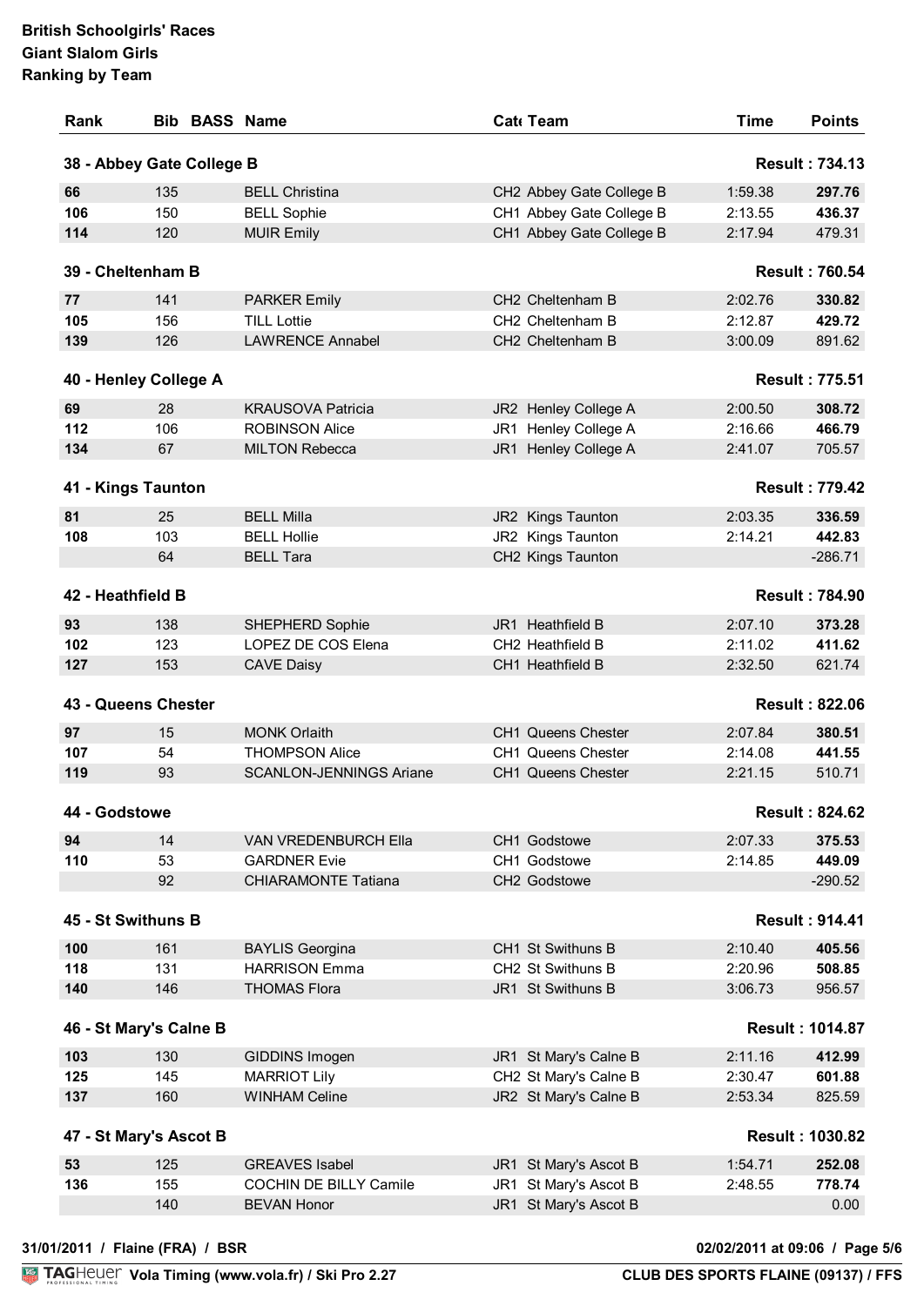**British Schoolgirls' Races**
**Giant Slalom Girls**
**Ranking by Team**

| Rank | Bib | BASS | Name | Cat | Team | Time | Points |
|---|---|---|---|---|---|---|---|
| **38 - Abbey Gate College B** | | | | | | | **Result : 734.13** |
| 66 | 135 | | BELL Christina | CH2 | Abbey Gate College B | 1:59.38 | **297.76** |
| 106 | 150 | | BELL Sophie | CH1 | Abbey Gate College B | 2:13.55 | **436.37** |
| 114 | 120 | | MUIR Emily | CH1 | Abbey Gate College B | 2:17.94 | 479.31 |
| **39 - Cheltenham B** | | | | | | | **Result : 760.54** |
| 77 | 141 | | PARKER Emily | CH2 | Cheltenham B | 2:02.76 | **330.82** |
| 105 | 156 | | TILL Lottie | CH2 | Cheltenham B | 2:12.87 | **429.72** |
| 139 | 126 | | LAWRENCE Annabel | CH2 | Cheltenham B | 3:00.09 | 891.62 |
| **40 - Henley College A** | | | | | | | **Result : 775.51** |
| 69 | 28 | | KRAUSOVA Patricia | JR2 | Henley College A | 2:00.50 | **308.72** |
| 112 | 106 | | ROBINSON Alice | JR1 | Henley College A | 2:16.66 | **466.79** |
| 134 | 67 | | MILTON Rebecca | JR1 | Henley College A | 2:41.07 | 705.57 |
| **41 - Kings Taunton** | | | | | | | **Result : 779.42** |
| 81 | 25 | | BELL Milla | JR2 | Kings Taunton | 2:03.35 | **336.59** |
| 108 | 103 | | BELL Hollie | JR2 | Kings Taunton | 2:14.21 | **442.83** |
| | 64 | | BELL Tara | CH2 | Kings Taunton | | -286.71 |
| **42 - Heathfield B** | | | | | | | **Result : 784.90** |
| 93 | 138 | | SHEPHERD Sophie | JR1 | Heathfield B | 2:07.10 | **373.28** |
| 102 | 123 | | LOPEZ DE COS Elena | CH2 | Heathfield B | 2:11.02 | **411.62** |
| 127 | 153 | | CAVE Daisy | CH1 | Heathfield B | 2:32.50 | 621.74 |
| **43 - Queens Chester** | | | | | | | **Result : 822.06** |
| 97 | 15 | | MONK Orlaith | CH1 | Queens Chester | 2:07.84 | **380.51** |
| 107 | 54 | | THOMPSON Alice | CH1 | Queens Chester | 2:14.08 | **441.55** |
| 119 | 93 | | SCANLON-JENNINGS Ariane | CH1 | Queens Chester | 2:21.15 | 510.71 |
| **44 - Godstowe** | | | | | | | **Result : 824.62** |
| 94 | 14 | | VAN VREDENBURCH Ella | CH1 | Godstowe | 2:07.33 | **375.53** |
| 110 | 53 | | GARDNER Evie | CH1 | Godstowe | 2:14.85 | **449.09** |
| | 92 | | CHIARAMONTE Tatiana | CH2 | Godstowe | | -290.52 |
| **45 - St Swithuns B** | | | | | | | **Result : 914.41** |
| 100 | 161 | | BAYLIS Georgina | CH1 | St Swithuns B | 2:10.40 | **405.56** |
| 118 | 131 | | HARRISON Emma | CH2 | St Swithuns B | 2:20.96 | **508.85** |
| 140 | 146 | | THOMAS Flora | JR1 | St Swithuns B | 3:06.73 | 956.57 |
| **46 - St Mary's Calne B** | | | | | | | **Result : 1014.87** |
| 103 | 130 | | GIDDINS Imogen | JR1 | St Mary's Calne B | 2:11.16 | **412.99** |
| 125 | 145 | | MARRIOT Lily | CH2 | St Mary's Calne B | 2:30.47 | **601.88** |
| 137 | 160 | | WINHAM Celine | JR2 | St Mary's Calne B | 2:53.34 | 825.59 |
| **47 - St Mary's Ascot B** | | | | | | | **Result : 1030.82** |
| 53 | 125 | | GREAVES Isabel | JR1 | St Mary's Ascot B | 1:54.71 | **252.08** |
| 136 | 155 | | COCHIN DE BILLY Camile | JR1 | St Mary's Ascot B | 2:48.55 | **778.74** |
| | 140 | | BEVAN Honor | JR1 | St Mary's Ascot B | | 0.00 |

31/01/2011 / Flaine (FRA) / BSR

02/02/2011 at 09:06

Vola Timing (www.vola.fr) / Ski Pro 2.27

CLUB DES SPORTS FLAINE (09137) / FFS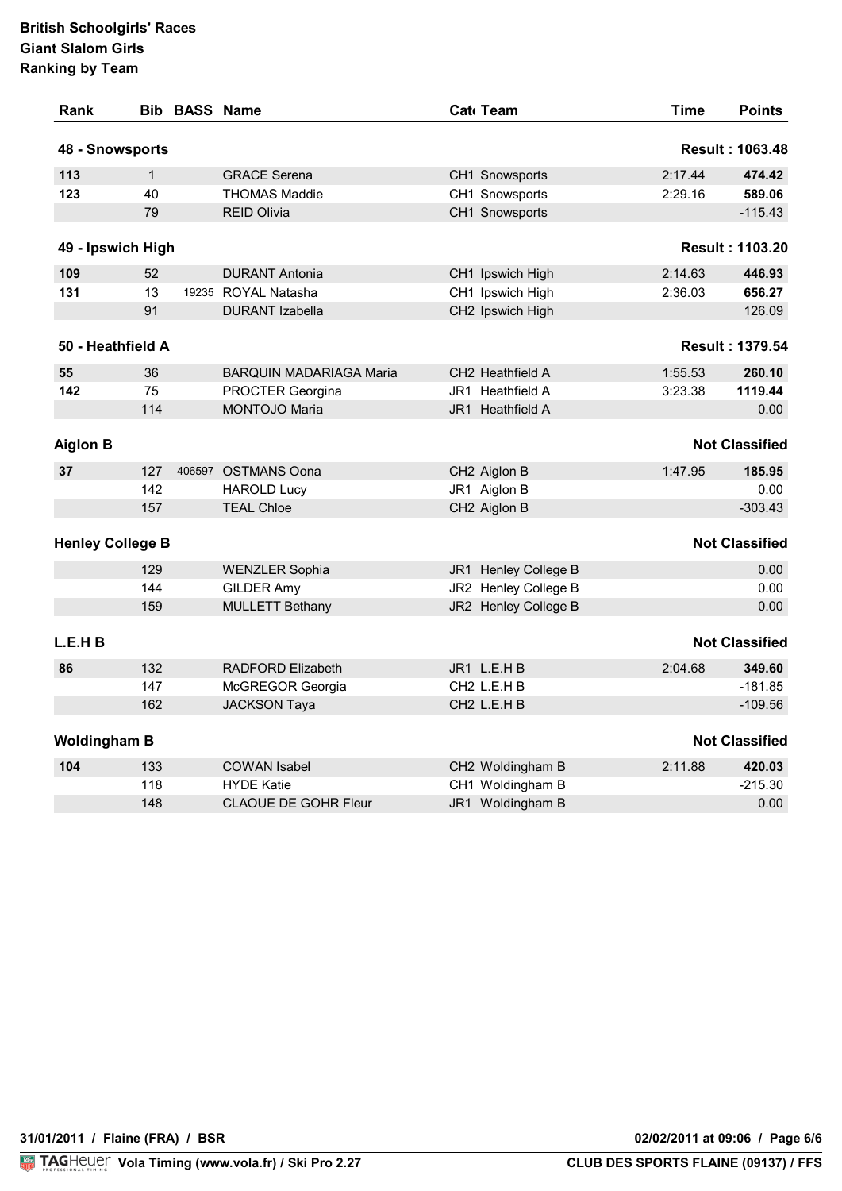**British Schoolgirls' Races**
**Giant Slalom Girls**
**Ranking by Team**

| Rank | Bib | BASS | Name | Cat | Team | Time | Points |
|---|---|---|---|---|---|---|---|
| **48 - Snowsports** | | | | | | | **Result : 1063.48** |
| **113** | 1 | | GRACE Serena | CH1 | Snowsports | 2:17.44 | **474.42** |
| **123** | 40 | | THOMAS Maddie | CH1 | Snowsports | 2:29.16 | **589.06** |
| | 79 | | REID Olivia | CH1 | Snowsports | | -115.43 |
| **49 - Ipswich High** | | | | | | | **Result : 1103.20** |
| **109** | 52 | | DURANT Antonia | CH1 | Ipswich High | 2:14.63 | **446.93** |
| **131** | 13 | 19235 | ROYAL Natasha | CH1 | Ipswich High | 2:36.03 | **656.27** |
| | 91 | | DURANT Izabella | CH2 | Ipswich High | | 126.09 |
| **50 - Heathfield A** | | | | | | | **Result : 1379.54** |
| **55** | 36 | | BARQUIN MADARIAGA Maria | CH2 | Heathfield A | 1:55.53 | **260.10** |
| **142** | 75 | | PROCTER Georgina | JR1 | Heathfield A | 3:23.38 | **1119.44** |
| | 114 | | MONTOJO Maria | JR1 | Heathfield A | | 0.00 |
| **Aiglon B** | | | | | | | **Not Classified** |
| **37** | 127 | 406597 | OSTMANS Oona | CH2 | Aiglon B | 1:47.95 | **185.95** |
| | 142 | | HAROLD Lucy | JR1 | Aiglon B | | 0.00 |
| | 157 | | TEAL Chloe | CH2 | Aiglon B | | -303.43 |
| **Henley College B** | | | | | | | **Not Classified** |
| | 129 | | WENZLER Sophia | JR1 | Henley College B | | 0.00 |
| | 144 | | GILDER Amy | JR2 | Henley College B | | 0.00 |
| | 159 | | MULLETT Bethany | JR2 | Henley College B | | 0.00 |
| **L.E.H B** | | | | | | | **Not Classified** |
| **86** | 132 | | RADFORD Elizabeth | JR1 | L.E.H B | 2:04.68 | **349.60** |
| | 147 | | McGREGOR Georgia | CH2 | L.E.H B | | -181.85 |
| | 162 | | JACKSON Taya | CH2 | L.E.H B | | -109.56 |
| **Woldingham B** | | | | | | | **Not Classified** |
| **104** | 133 | | COWAN Isabel | CH2 | Woldingham B | 2:11.88 | **420.03** |
| | 118 | | HYDE Katie | CH1 | Woldingham B | | -215.30 |
| | 148 | | CLAOUE DE GOHR Fleur | JR1 | Woldingham B | | 0.00 |

31/01/2011 / Flaine (FRA) / BSR

02/02/2011 at 09:06

Vola Timing (www.vola.fr) / Ski Pro 2.27

CLUB DES SPORTS FLAINE (09137) / FFS